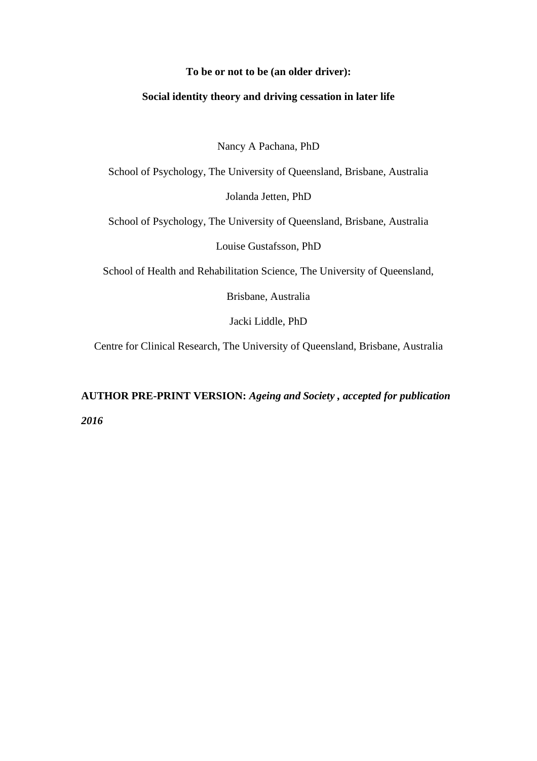# To be or not to be (an older driver):

## Social identity theory and driving cessation in later life

Nancy A Pachana, PhD

School of Psychology, The University of Queensland, Brisbane, Australia

Jolanda Jetten, PhD

School of Psychology, The University of Queensland, Brisbane, Australia

Louise Gustafsson, PhD

School of Health and Rehabilitation Science, The University of Queensland, Brisbane, Australia

Jacki Liddle, PhD

Centre for Clinical Research, The University of Queensland, Brisbane, Australia

**AUTHOR PRE-PRINT VERSION:** ***Ageing and Society , accepted for publication 2016***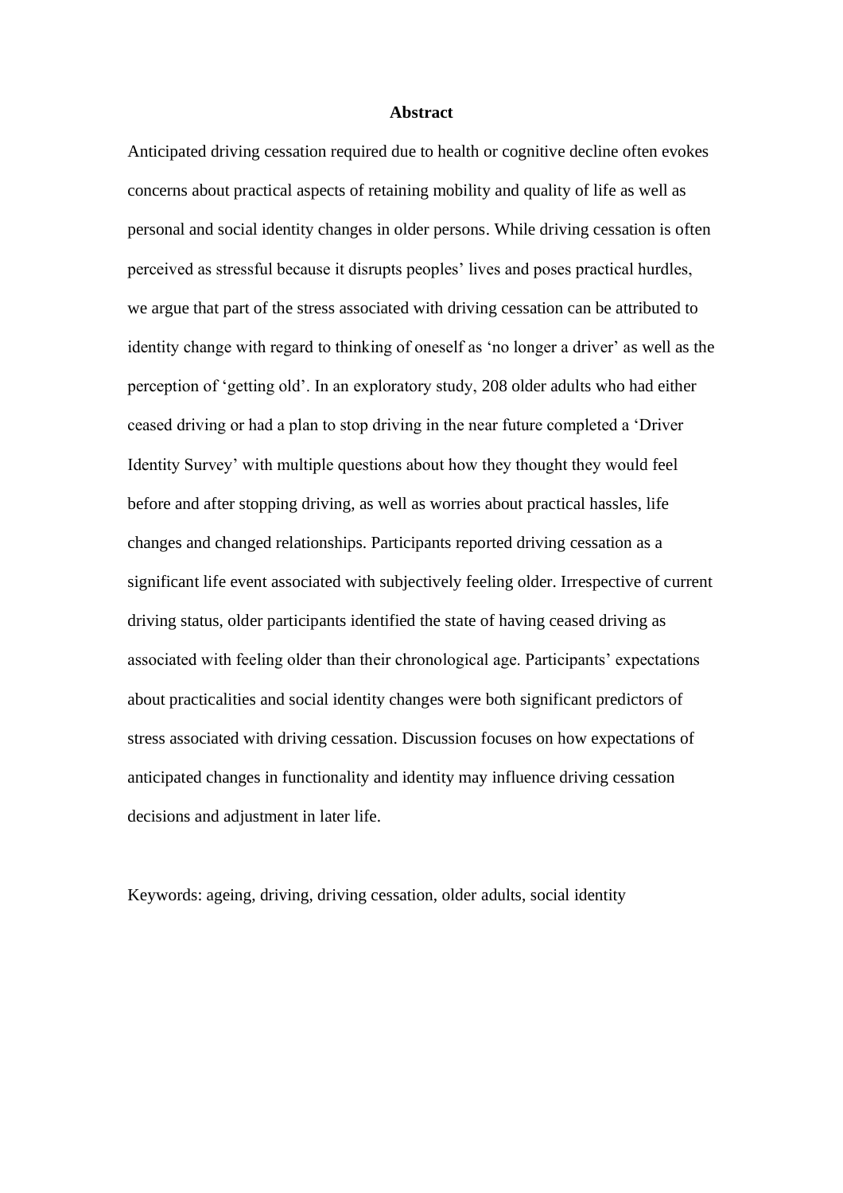## Abstract

Anticipated driving cessation required due to health or cognitive decline often evokes concerns about practical aspects of retaining mobility and quality of life as well as personal and social identity changes in older persons. While driving cessation is often perceived as stressful because it disrupts peoples' lives and poses practical hurdles, we argue that part of the stress associated with driving cessation can be attributed to identity change with regard to thinking of oneself as 'no longer a driver' as well as the perception of 'getting old'. In an exploratory study, 208 older adults who had either ceased driving or had a plan to stop driving in the near future completed a 'Driver Identity Survey' with multiple questions about how they thought they would feel before and after stopping driving, as well as worries about practical hassles, life changes and changed relationships. Participants reported driving cessation as a significant life event associated with subjectively feeling older. Irrespective of current driving status, older participants identified the state of having ceased driving as associated with feeling older than their chronological age. Participants' expectations about practicalities and social identity changes were both significant predictors of stress associated with driving cessation. Discussion focuses on how expectations of anticipated changes in functionality and identity may influence driving cessation decisions and adjustment in later life.

Keywords: ageing, driving, driving cessation, older adults, social identity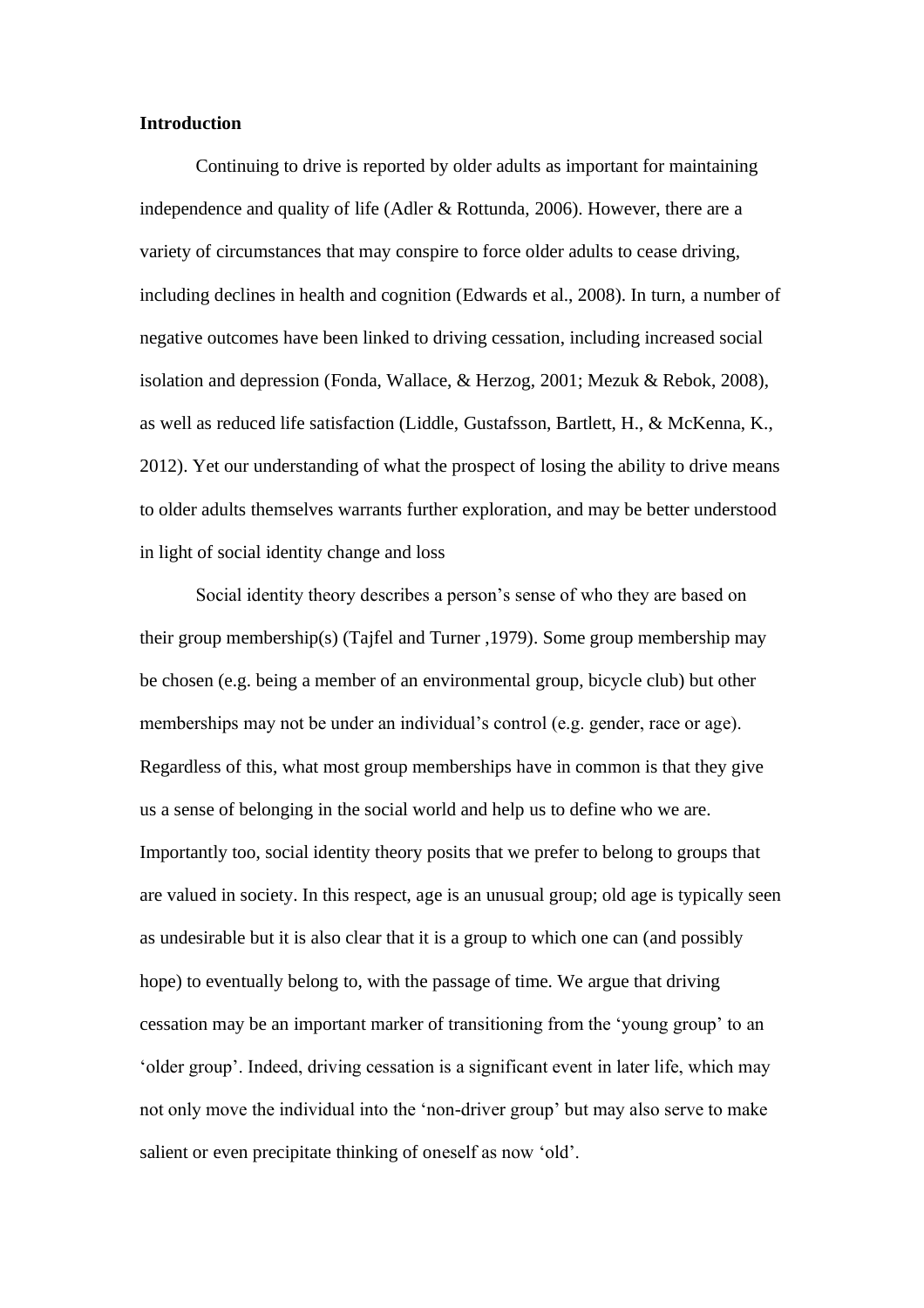**Introduction**

Continuing to drive is reported by older adults as important for maintaining independence and quality of life (Adler & Rottunda, 2006). However, there are a variety of circumstances that may conspire to force older adults to cease driving, including declines in health and cognition (Edwards et al., 2008). In turn, a number of negative outcomes have been linked to driving cessation, including increased social isolation and depression (Fonda, Wallace, & Herzog, 2001; Mezuk & Rebok, 2008), as well as reduced life satisfaction (Liddle, Gustafsson, Bartlett, H., & McKenna, K., 2012). Yet our understanding of what the prospect of losing the ability to drive means to older adults themselves warrants further exploration, and may be better understood in light of social identity change and loss

Social identity theory describes a person's sense of who they are based on their group membership(s) (Tajfel and Turner ,1979). Some group membership may be chosen (e.g. being a member of an environmental group, bicycle club) but other memberships may not be under an individual's control (e.g. gender, race or age). Regardless of this, what most group memberships have in common is that they give us a sense of belonging in the social world and help us to define who we are. Importantly too, social identity theory posits that we prefer to belong to groups that are valued in society. In this respect, age is an unusual group; old age is typically seen as undesirable but it is also clear that it is a group to which one can (and possibly hope) to eventually belong to, with the passage of time. We argue that driving cessation may be an important marker of transitioning from the 'young group' to an 'older group'. Indeed, driving cessation is a significant event in later life, which may not only move the individual into the 'non-driver group' but may also serve to make salient or even precipitate thinking of oneself as now 'old'.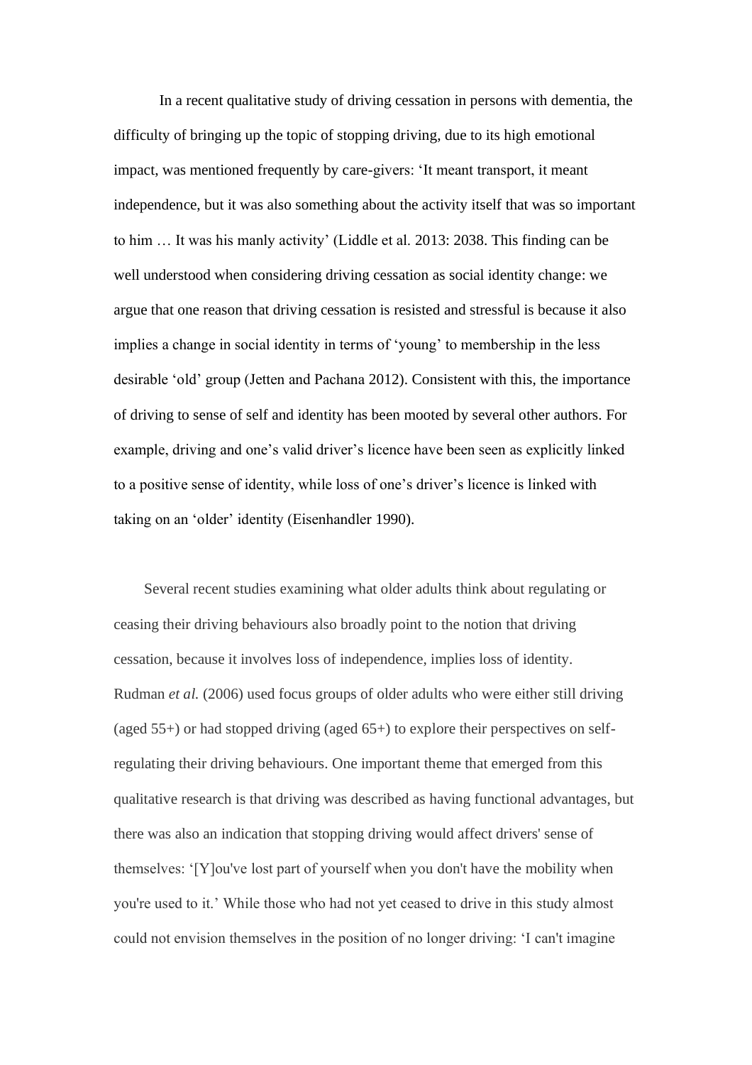In a recent qualitative study of driving cessation in persons with dementia, the difficulty of bringing up the topic of stopping driving, due to its high emotional impact, was mentioned frequently by care-givers: 'It meant transport, it meant independence, but it was also something about the activity itself that was so important to him … It was his manly activity' (Liddle et al. 2013: 2038. This finding can be well understood when considering driving cessation as social identity change: we argue that one reason that driving cessation is resisted and stressful is because it also implies a change in social identity in terms of 'young' to membership in the less desirable 'old' group (Jetten and Pachana 2012). Consistent with this, the importance of driving to sense of self and identity has been mooted by several other authors. For example, driving and one's valid driver's licence have been seen as explicitly linked to a positive sense of identity, while loss of one's driver's licence is linked with taking on an 'older' identity (Eisenhandler 1990).

Several recent studies examining what older adults think about regulating or ceasing their driving behaviours also broadly point to the notion that driving cessation, because it involves loss of independence, implies loss of identity. Rudman *et al.* (2006) used focus groups of older adults who were either still driving (aged 55+) or had stopped driving (aged 65+) to explore their perspectives on self-regulating their driving behaviours. One important theme that emerged from this qualitative research is that driving was described as having functional advantages, but there was also an indication that stopping driving would affect drivers' sense of themselves: '[Y]ou've lost part of yourself when you don't have the mobility when you're used to it.' While those who had not yet ceased to drive in this study almost could not envision themselves in the position of no longer driving: 'I can't imagine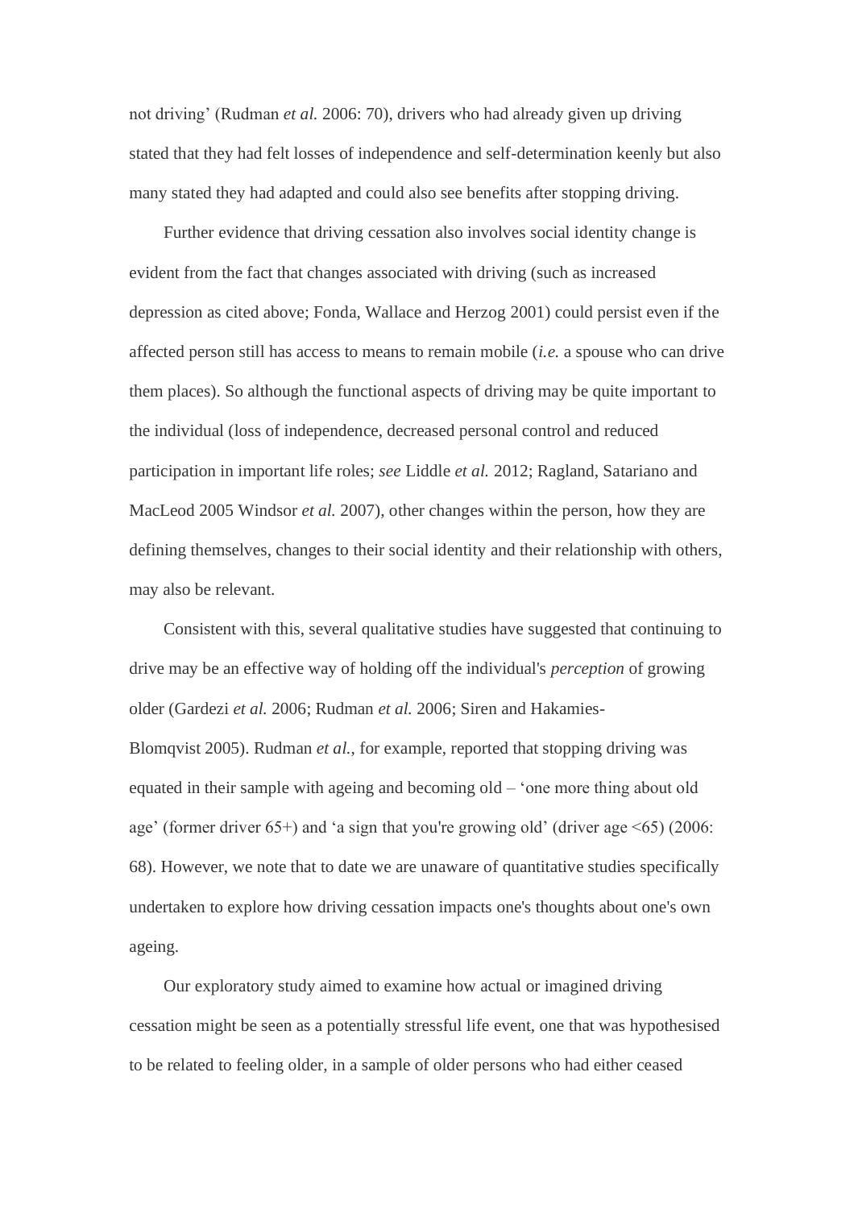not driving' (Rudman *et al.* 2006: 70), drivers who had already given up driving stated that they had felt losses of independence and self-determination keenly but also many stated they had adapted and could also see benefits after stopping driving.

Further evidence that driving cessation also involves social identity change is evident from the fact that changes associated with driving (such as increased depression as cited above; Fonda, Wallace and Herzog 2001) could persist even if the affected person still has access to means to remain mobile (*i.e.* a spouse who can drive them places). So although the functional aspects of driving may be quite important to the individual (loss of independence, decreased personal control and reduced participation in important life roles; *see* Liddle *et al.* 2012; Ragland, Satariano and MacLeod 2005 Windsor *et al.* 2007), other changes within the person, how they are defining themselves, changes to their social identity and their relationship with others, may also be relevant.

Consistent with this, several qualitative studies have suggested that continuing to drive may be an effective way of holding off the individual's *perception* of growing older (Gardezi *et al.* 2006; Rudman *et al.* 2006; Siren and Hakamies-Blomqvist 2005). Rudman *et al.*, for example, reported that stopping driving was equated in their sample with ageing and becoming old – 'one more thing about old age' (former driver 65+) and 'a sign that you're growing old' (driver age <65) (2006: 68). However, we note that to date we are unaware of quantitative studies specifically undertaken to explore how driving cessation impacts one's thoughts about one's own ageing.

Our exploratory study aimed to examine how actual or imagined driving cessation might be seen as a potentially stressful life event, one that was hypothesised to be related to feeling older, in a sample of older persons who had either ceased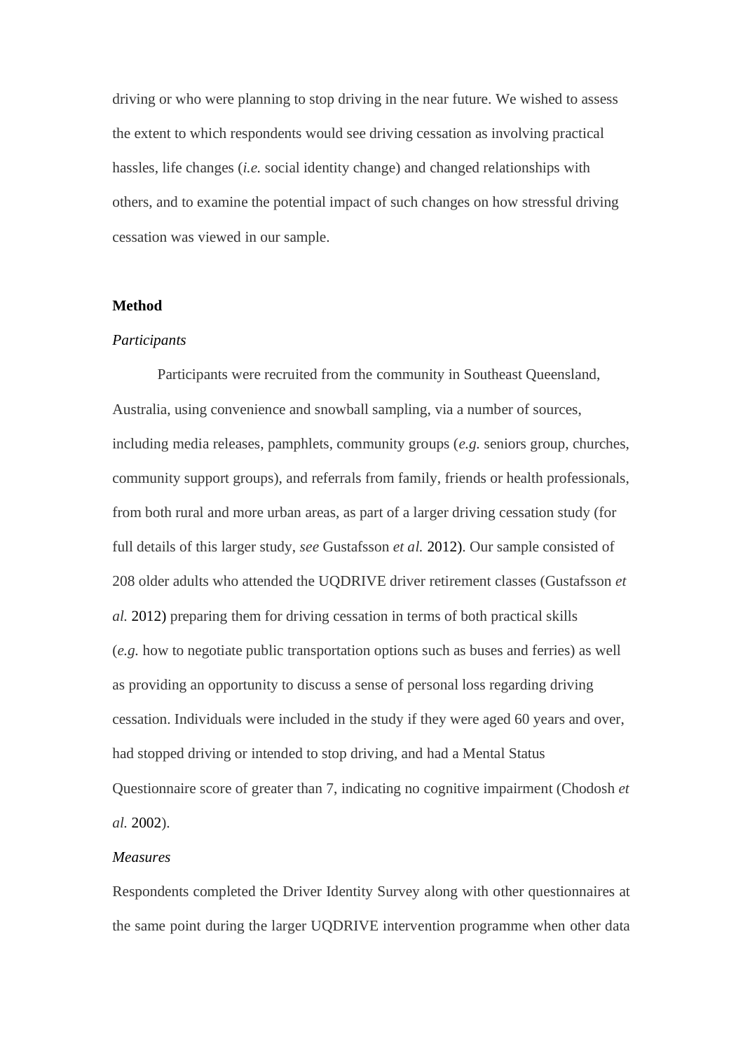driving or who were planning to stop driving in the near future. We wished to assess the extent to which respondents would see driving cessation as involving practical hassles, life changes (*i.e.* social identity change) and changed relationships with others, and to examine the potential impact of such changes on how stressful driving cessation was viewed in our sample.

## Method

### *Participants*

Participants were recruited from the community in Southeast Queensland, Australia, using convenience and snowball sampling, via a number of sources, including media releases, pamphlets, community groups (*e.g.* seniors group, churches, community support groups), and referrals from family, friends or health professionals, from both rural and more urban areas, as part of a larger driving cessation study (for full details of this larger study, *see* Gustafsson *et al.* 2012). Our sample consisted of 208 older adults who attended the UQDRIVE driver retirement classes (Gustafsson *et al.* 2012) preparing them for driving cessation in terms of both practical skills (*e.g.* how to negotiate public transportation options such as buses and ferries) as well as providing an opportunity to discuss a sense of personal loss regarding driving cessation. Individuals were included in the study if they were aged 60 years and over, had stopped driving or intended to stop driving, and had a Mental Status Questionnaire score of greater than 7, indicating no cognitive impairment (Chodosh *et al.* 2002).

### *Measures*

Respondents completed the Driver Identity Survey along with other questionnaires at the same point during the larger UQDRIVE intervention programme when other data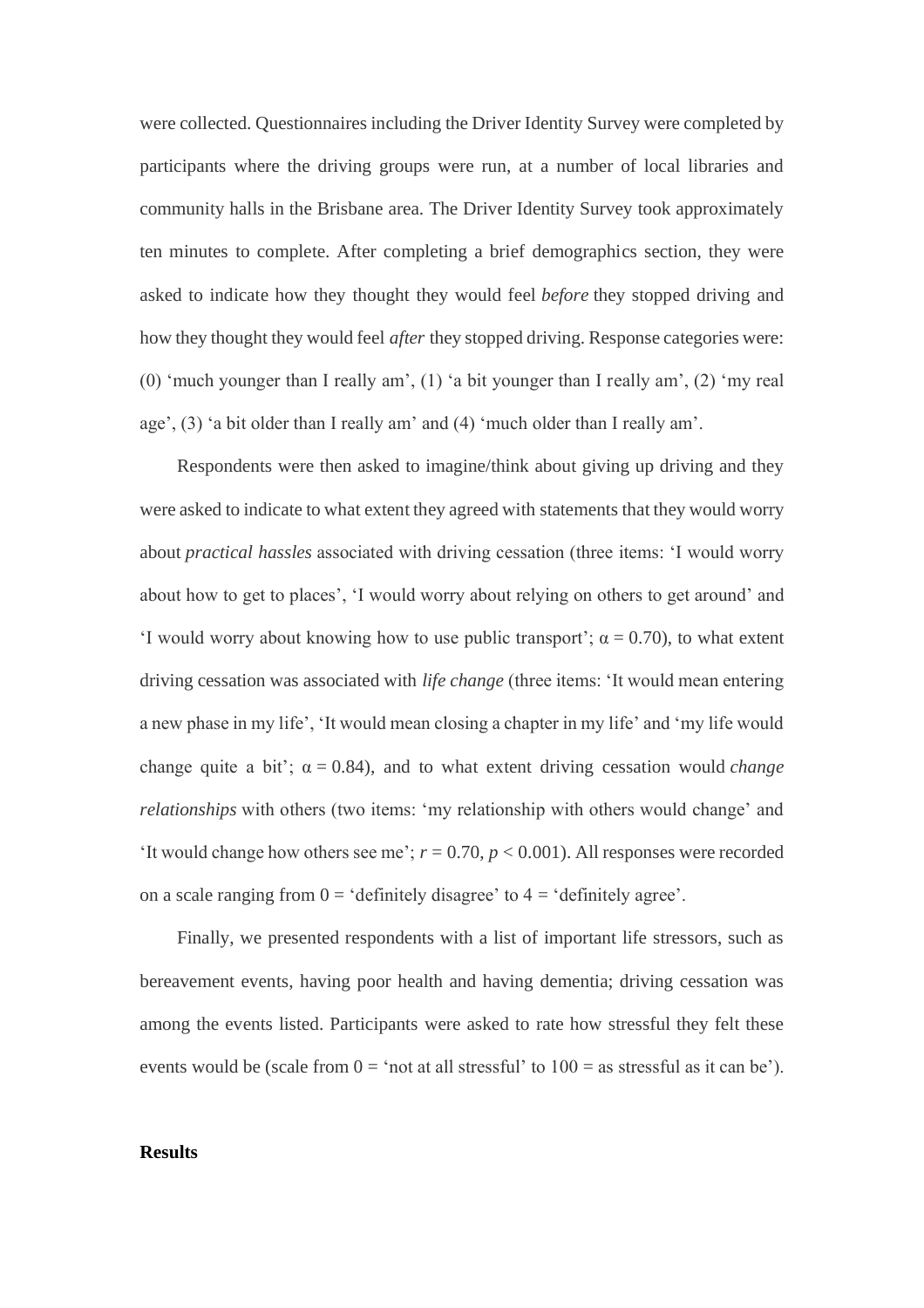were collected. Questionnaires including the Driver Identity Survey were completed by participants where the driving groups were run, at a number of local libraries and community halls in the Brisbane area. The Driver Identity Survey took approximately ten minutes to complete. After completing a brief demographics section, they were asked to indicate how they thought they would feel *before* they stopped driving and how they thought they would feel *after* they stopped driving. Response categories were: (0) 'much younger than I really am', (1) 'a bit younger than I really am', (2) 'my real age', (3) 'a bit older than I really am' and (4) 'much older than I really am'.

Respondents were then asked to imagine/think about giving up driving and they were asked to indicate to what extent they agreed with statements that they would worry about *practical hassles* associated with driving cessation (three items: 'I would worry about how to get to places', 'I would worry about relying on others to get around' and 'I would worry about knowing how to use public transport'; $\alpha = 0.70$), to what extent driving cessation was associated with *life change* (three items: 'It would mean entering a new phase in my life', 'It would mean closing a chapter in my life' and 'my life would change quite a bit'; $\alpha = 0.84$), and to what extent driving cessation would *change relationships* with others (two items: 'my relationship with others would change' and 'It would change how others see me'; $r = 0.70$, $p < 0.001$). All responses were recorded on a scale ranging from 0 = 'definitely disagree' to 4 = 'definitely agree'.

Finally, we presented respondents with a list of important life stressors, such as bereavement events, having poor health and having dementia; driving cessation was among the events listed. Participants were asked to rate how stressful they felt these events would be (scale from 0 = 'not at all stressful' to 100 = as stressful as it can be').

## Results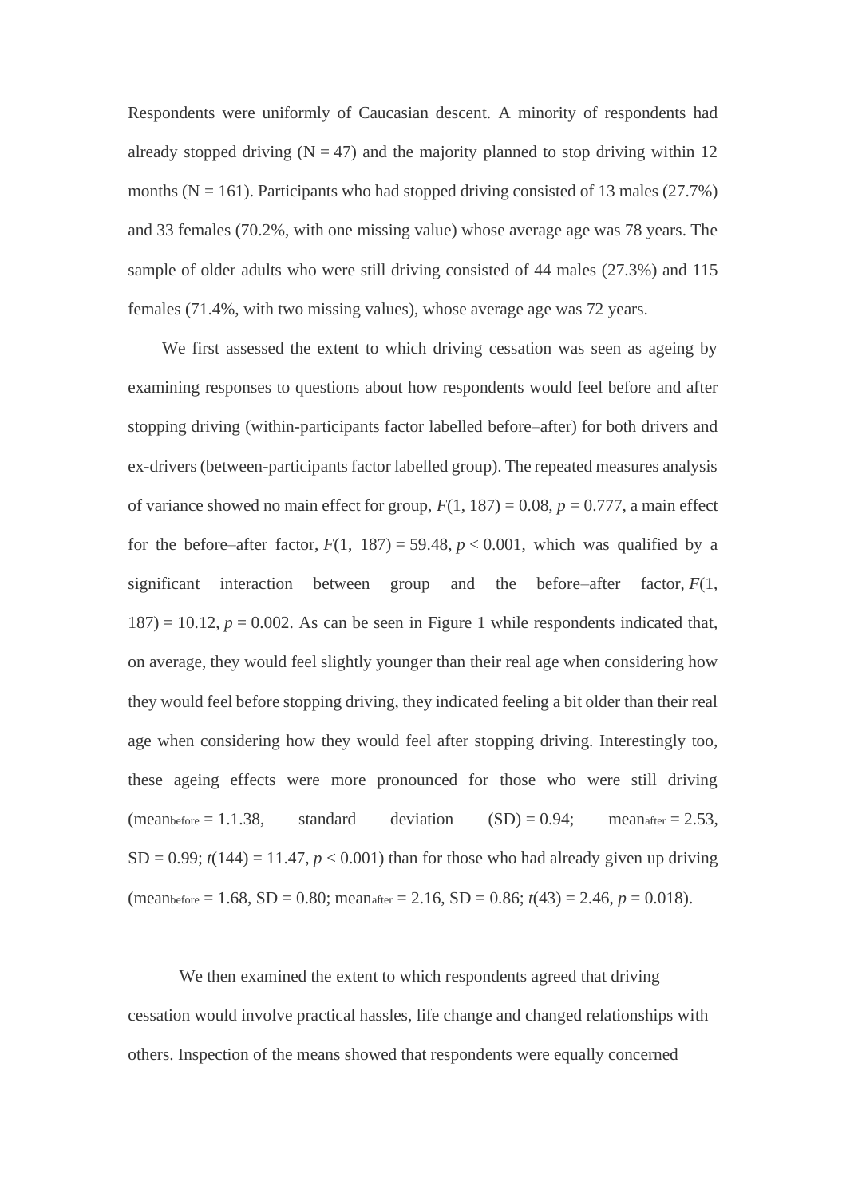Respondents were uniformly of Caucasian descent. A minority of respondents had already stopped driving (N = 47) and the majority planned to stop driving within 12 months (N = 161). Participants who had stopped driving consisted of 13 males (27.7%) and 33 females (70.2%, with one missing value) whose average age was 78 years. The sample of older adults who were still driving consisted of 44 males (27.3%) and 115 females (71.4%, with two missing values), whose average age was 72 years.

We first assessed the extent to which driving cessation was seen as ageing by examining responses to questions about how respondents would feel before and after stopping driving (within-participants factor labelled before–after) for both drivers and ex-drivers (between-participants factor labelled group). The repeated measures analysis of variance showed no main effect for group, $F(1, 187) = 0.08$, $p = 0.777$, a main effect for the before–after factor, $F(1, 187) = 59.48$, $p < 0.001$, which was qualified by a significant interaction between group and the before–after factor, $F(1, 187) = 10.12$, $p = 0.002$. As can be seen in Figure 1 while respondents indicated that, on average, they would feel slightly younger than their real age when considering how they would feel before stopping driving, they indicated feeling a bit older than their real age when considering how they would feel after stopping driving. Interestingly too, these ageing effects were more pronounced for those who were still driving ($mean_{before} = 1.1.38$, standard deviation (SD) = 0.94; $mean_{after} = 2.53$, SD = 0.99; $t(144) = 11.47$, $p < 0.001$) than for those who had already given up driving ($mean_{before} = 1.68$, SD = 0.80; $mean_{after} = 2.16$, SD = 0.86; $t(43) = 2.46$, $p = 0.018$).

We then examined the extent to which respondents agreed that driving cessation would involve practical hassles, life change and changed relationships with others. Inspection of the means showed that respondents were equally concerned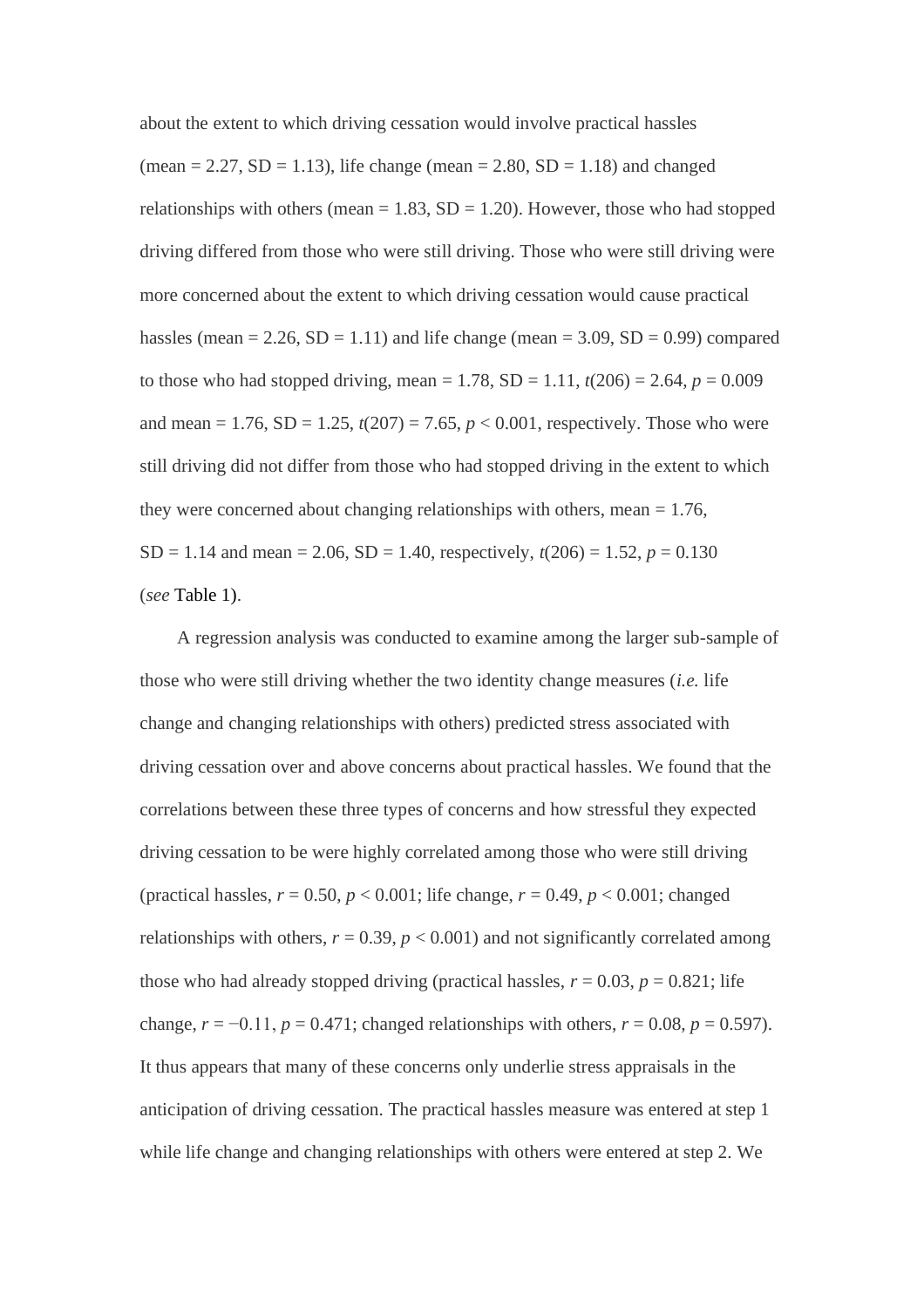about the extent to which driving cessation would involve practical hassles (mean = 2.27, SD = 1.13), life change (mean = 2.80, SD = 1.18) and changed relationships with others (mean = 1.83, SD = 1.20). However, those who had stopped driving differed from those who were still driving. Those who were still driving were more concerned about the extent to which driving cessation would cause practical hassles (mean = 2.26, SD = 1.11) and life change (mean = 3.09, SD = 0.99) compared to those who had stopped driving, mean = 1.78, SD = 1.11, $t(206) = 2.64$, $p = 0.009$ and mean = 1.76, SD = 1.25, $t(207) = 7.65$, $p < 0.001$, respectively. Those who were still driving did not differ from those who had stopped driving in the extent to which they were concerned about changing relationships with others, mean = 1.76, SD = 1.14 and mean = 2.06, SD = 1.40, respectively, $t(206) = 1.52$, $p = 0.130$ (*see* Table 1).

A regression analysis was conducted to examine among the larger sub-sample of those who were still driving whether the two identity change measures (*i.e.* life change and changing relationships with others) predicted stress associated with driving cessation over and above concerns about practical hassles. We found that the correlations between these three types of concerns and how stressful they expected driving cessation to be were highly correlated among those who were still driving (practical hassles, $r = 0.50$, $p < 0.001$; life change, $r = 0.49$, $p < 0.001$; changed relationships with others, $r = 0.39$, $p < 0.001$) and not significantly correlated among those who had already stopped driving (practical hassles, $r = 0.03$, $p = 0.821$; life change, $r = -0.11$, $p = 0.471$; changed relationships with others, $r = 0.08$, $p = 0.597$). It thus appears that many of these concerns only underlie stress appraisals in the anticipation of driving cessation. The practical hassles measure was entered at step 1 while life change and changing relationships with others were entered at step 2. We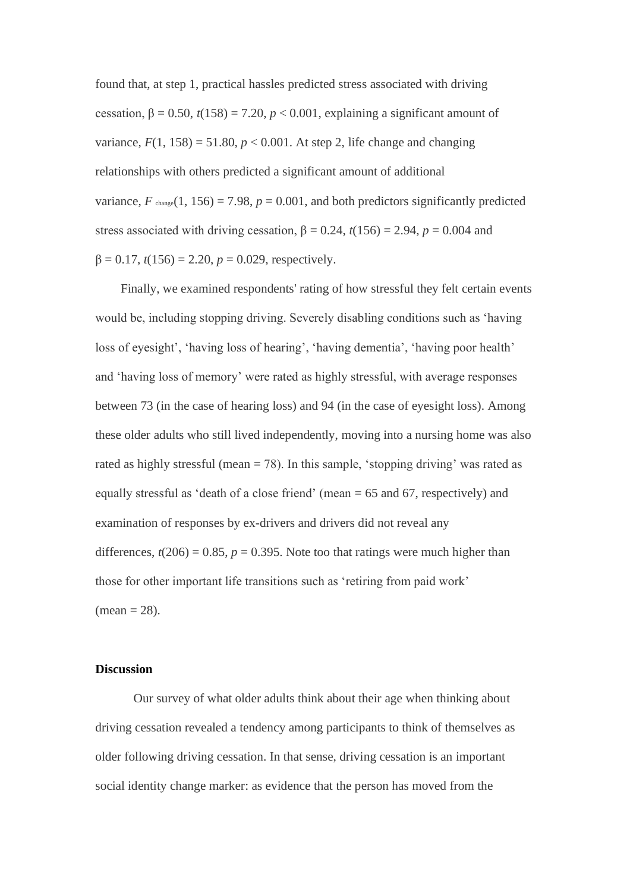found that, at step 1, practical hassles predicted stress associated with driving cessation, $\beta = 0.50$, $t(158) = 7.20$, $p < 0.001$, explaining a significant amount of variance, $F(1, 158) = 51.80$, $p < 0.001$. At step 2, life change and changing relationships with others predicted a significant amount of additional variance, $F_{change}(1, 156) = 7.98$, $p = 0.001$, and both predictors significantly predicted stress associated with driving cessation, $\beta = 0.24$, $t(156) = 2.94$, $p = 0.004$ and $\beta = 0.17$, $t(156) = 2.20$, $p = 0.029$, respectively.

Finally, we examined respondents' rating of how stressful they felt certain events would be, including stopping driving. Severely disabling conditions such as 'having loss of eyesight', 'having loss of hearing', 'having dementia', 'having poor health' and 'having loss of memory' were rated as highly stressful, with average responses between 73 (in the case of hearing loss) and 94 (in the case of eyesight loss). Among these older adults who still lived independently, moving into a nursing home was also rated as highly stressful (mean = 78). In this sample, 'stopping driving' was rated as equally stressful as 'death of a close friend' (mean = 65 and 67, respectively) and examination of responses by ex-drivers and drivers did not reveal any differences, $t(206) = 0.85$, $p = 0.395$. Note too that ratings were much higher than those for other important life transitions such as 'retiring from paid work' (mean = 28).

## Discussion

Our survey of what older adults think about their age when thinking about driving cessation revealed a tendency among participants to think of themselves as older following driving cessation. In that sense, driving cessation is an important social identity change marker: as evidence that the person has moved from the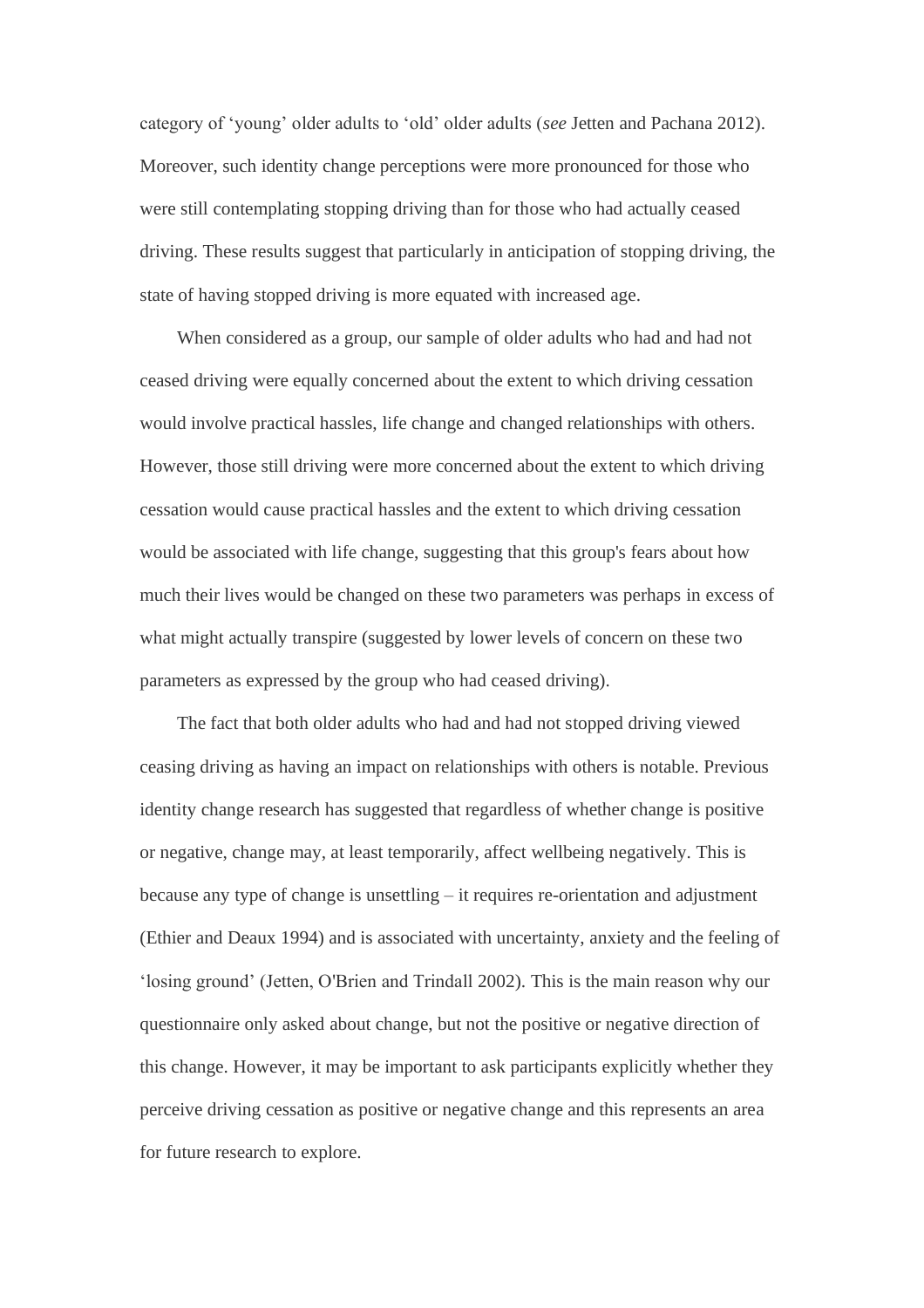category of 'young' older adults to 'old' older adults (*see* Jetten and Pachana 2012). Moreover, such identity change perceptions were more pronounced for those who were still contemplating stopping driving than for those who had actually ceased driving. These results suggest that particularly in anticipation of stopping driving, the state of having stopped driving is more equated with increased age.

When considered as a group, our sample of older adults who had and had not ceased driving were equally concerned about the extent to which driving cessation would involve practical hassles, life change and changed relationships with others. However, those still driving were more concerned about the extent to which driving cessation would cause practical hassles and the extent to which driving cessation would be associated with life change, suggesting that this group's fears about how much their lives would be changed on these two parameters was perhaps in excess of what might actually transpire (suggested by lower levels of concern on these two parameters as expressed by the group who had ceased driving).

The fact that both older adults who had and had not stopped driving viewed ceasing driving as having an impact on relationships with others is notable. Previous identity change research has suggested that regardless of whether change is positive or negative, change may, at least temporarily, affect wellbeing negatively. This is because any type of change is unsettling – it requires re-orientation and adjustment (Ethier and Deaux 1994) and is associated with uncertainty, anxiety and the feeling of 'losing ground' (Jetten, O'Brien and Trindall 2002). This is the main reason why our questionnaire only asked about change, but not the positive or negative direction of this change. However, it may be important to ask participants explicitly whether they perceive driving cessation as positive or negative change and this represents an area for future research to explore.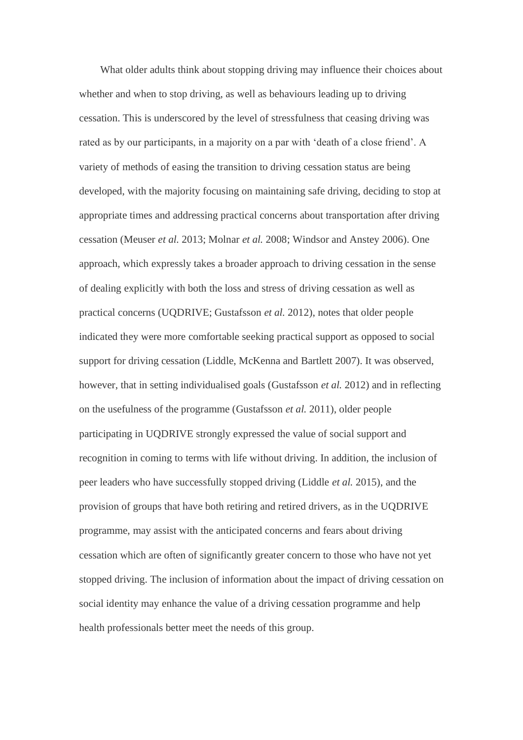What older adults think about stopping driving may influence their choices about whether and when to stop driving, as well as behaviours leading up to driving cessation. This is underscored by the level of stressfulness that ceasing driving was rated as by our participants, in a majority on a par with 'death of a close friend'. A variety of methods of easing the transition to driving cessation status are being developed, with the majority focusing on maintaining safe driving, deciding to stop at appropriate times and addressing practical concerns about transportation after driving cessation (Meuser *et al.* 2013; Molnar *et al.* 2008; Windsor and Anstey 2006). One approach, which expressly takes a broader approach to driving cessation in the sense of dealing explicitly with both the loss and stress of driving cessation as well as practical concerns (UQDRIVE; Gustafsson *et al.* 2012), notes that older people indicated they were more comfortable seeking practical support as opposed to social support for driving cessation (Liddle, McKenna and Bartlett 2007). It was observed, however, that in setting individualised goals (Gustafsson *et al.* 2012) and in reflecting on the usefulness of the programme (Gustafsson *et al.* 2011), older people participating in UQDRIVE strongly expressed the value of social support and recognition in coming to terms with life without driving. In addition, the inclusion of peer leaders who have successfully stopped driving (Liddle *et al.* 2015), and the provision of groups that have both retiring and retired drivers, as in the UQDRIVE programme, may assist with the anticipated concerns and fears about driving cessation which are often of significantly greater concern to those who have not yet stopped driving. The inclusion of information about the impact of driving cessation on social identity may enhance the value of a driving cessation programme and help health professionals better meet the needs of this group.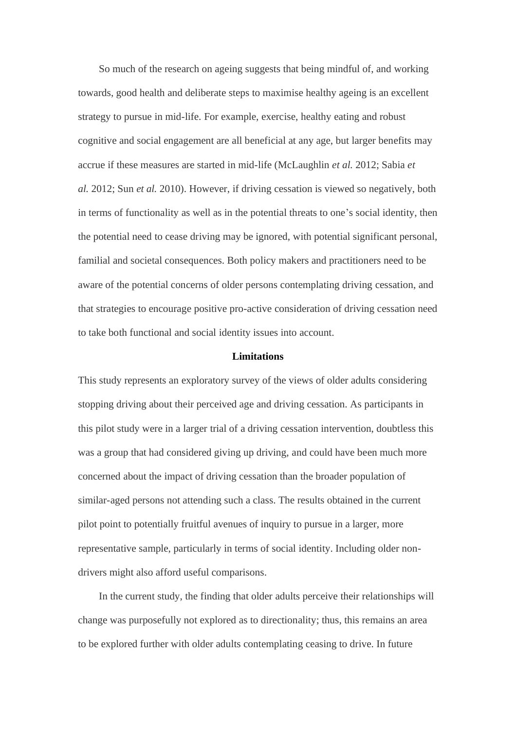So much of the research on ageing suggests that being mindful of, and working towards, good health and deliberate steps to maximise healthy ageing is an excellent strategy to pursue in mid-life. For example, exercise, healthy eating and robust cognitive and social engagement are all beneficial at any age, but larger benefits may accrue if these measures are started in mid-life (McLaughlin *et al.* 2012; Sabia *et al.* 2012; Sun *et al.* 2010). However, if driving cessation is viewed so negatively, both in terms of functionality as well as in the potential threats to one's social identity, then the potential need to cease driving may be ignored, with potential significant personal, familial and societal consequences. Both policy makers and practitioners need to be aware of the potential concerns of older persons contemplating driving cessation, and that strategies to encourage positive pro-active consideration of driving cessation need to take both functional and social identity issues into account.

## Limitations

This study represents an exploratory survey of the views of older adults considering stopping driving about their perceived age and driving cessation. As participants in this pilot study were in a larger trial of a driving cessation intervention, doubtless this was a group that had considered giving up driving, and could have been much more concerned about the impact of driving cessation than the broader population of similar-aged persons not attending such a class. The results obtained in the current pilot point to potentially fruitful avenues of inquiry to pursue in a larger, more representative sample, particularly in terms of social identity. Including older non-drivers might also afford useful comparisons.

In the current study, the finding that older adults perceive their relationships will change was purposefully not explored as to directionality; thus, this remains an area to be explored further with older adults contemplating ceasing to drive. In future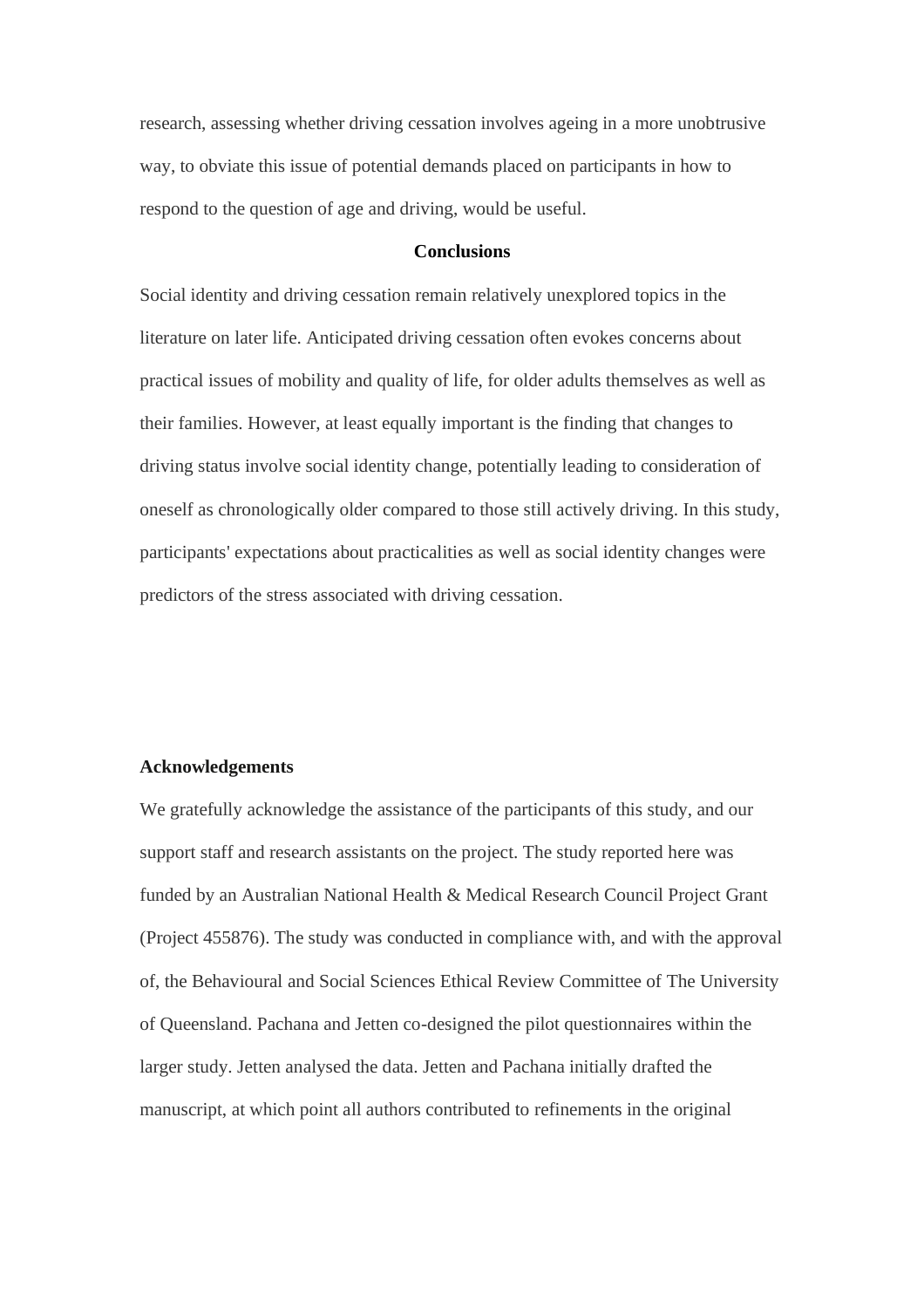research, assessing whether driving cessation involves ageing in a more unobtrusive way, to obviate this issue of potential demands placed on participants in how to respond to the question of age and driving, would be useful.

## Conclusions

Social identity and driving cessation remain relatively unexplored topics in the literature on later life. Anticipated driving cessation often evokes concerns about practical issues of mobility and quality of life, for older adults themselves as well as their families. However, at least equally important is the finding that changes to driving status involve social identity change, potentially leading to consideration of oneself as chronologically older compared to those still actively driving. In this study, participants' expectations about practicalities as well as social identity changes were predictors of the stress associated with driving cessation.

**Acknowledgements**

We gratefully acknowledge the assistance of the participants of this study, and our support staff and research assistants on the project. The study reported here was funded by an Australian National Health & Medical Research Council Project Grant (Project 455876). The study was conducted in compliance with, and with the approval of, the Behavioural and Social Sciences Ethical Review Committee of The University of Queensland. Pachana and Jetten co-designed the pilot questionnaires within the larger study. Jetten analysed the data. Jetten and Pachana initially drafted the manuscript, at which point all authors contributed to refinements in the original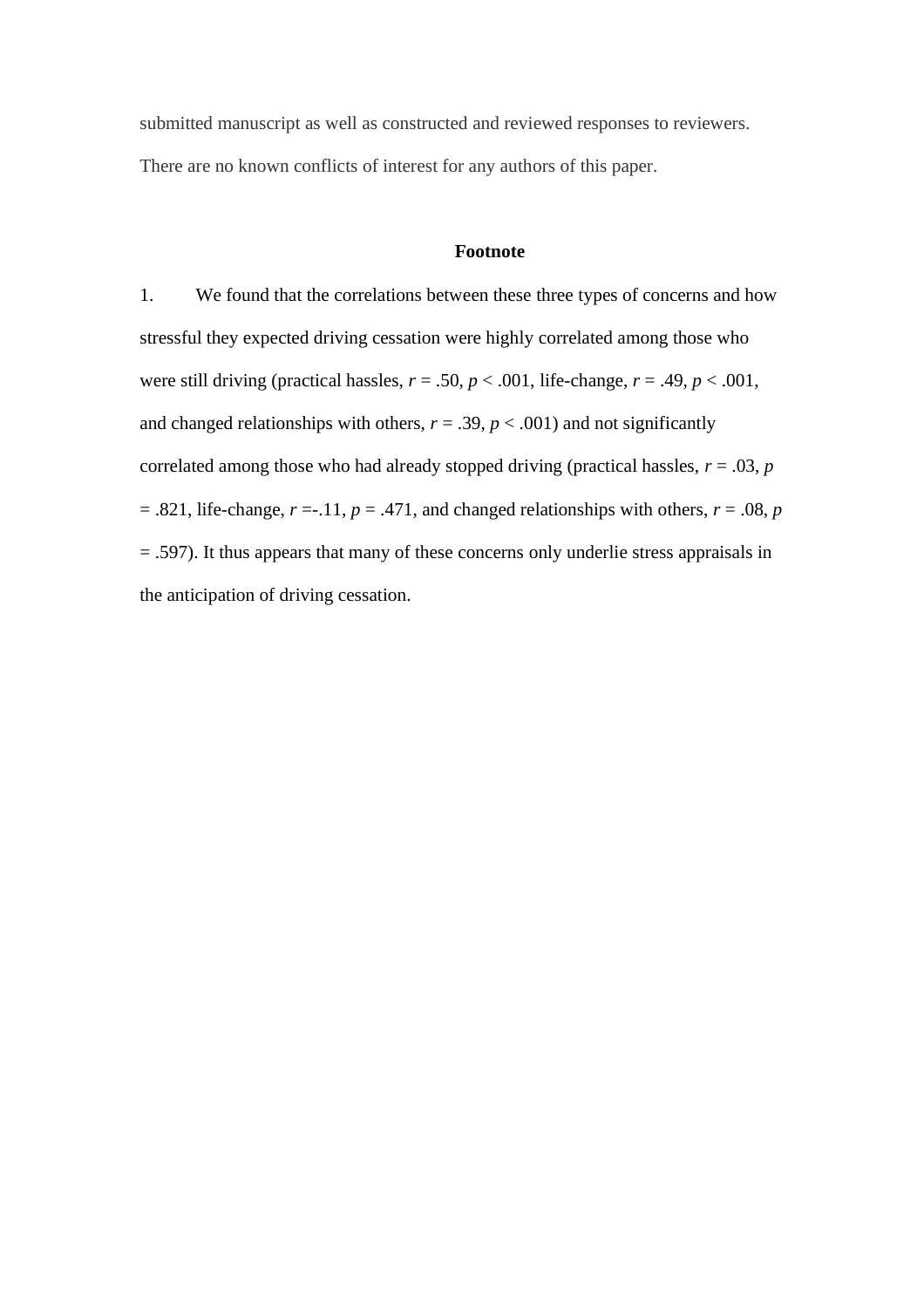submitted manuscript as well as constructed and reviewed responses to reviewers. There are no known conflicts of interest for any authors of this paper.

**Footnote**

1. We found that the correlations between these three types of concerns and how stressful they expected driving cessation were highly correlated among those who were still driving (practical hassles, $r = .50$, $p < .001$, life-change, $r = .49$, $p < .001$, and changed relationships with others, $r = .39$, $p < .001$) and not significantly correlated among those who had already stopped driving (practical hassles, $r = .03$, $p = .821$, life-change, $r = -.11$, $p = .471$, and changed relationships with others, $r = .08$, $p = .597$). It thus appears that many of these concerns only underlie stress appraisals in the anticipation of driving cessation.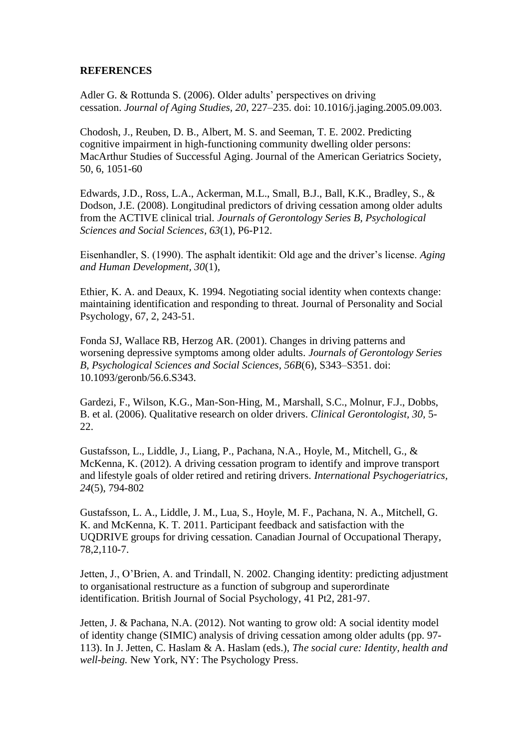**REFERENCES**

Adler G. & Rottunda S. (2006). Older adults' perspectives on driving cessation. *Journal of Aging Studies, 20*, 227–235. doi: 10.1016/j.jaging.2005.09.003.

Chodosh, J., Reuben, D. B., Albert, M. S. and Seeman, T. E. 2002. Predicting cognitive impairment in high-functioning community dwelling older persons: MacArthur Studies of Successful Aging. Journal of the American Geriatrics Society, 50, 6, 1051-60

Edwards, J.D., Ross, L.A., Ackerman, M.L., Small, B.J., Ball, K.K., Bradley, S., & Dodson, J.E. (2008). Longitudinal predictors of driving cessation among older adults from the ACTIVE clinical trial. *Journals of Gerontology Series B, Psychological Sciences and Social Sciences, 63*(1), P6-P12.

Eisenhandler, S. (1990). The asphalt identikit: Old age and the driver's license. *Aging and Human Development, 30*(1),

Ethier, K. A. and Deaux, K. 1994. Negotiating social identity when contexts change: maintaining identification and responding to threat. Journal of Personality and Social Psychology, 67, 2, 243-51.

Fonda SJ, Wallace RB, Herzog AR. (2001). Changes in driving patterns and worsening depressive symptoms among older adults. *Journals of Gerontology Series B, Psychological Sciences and Social Sciences, 56B*(6), S343–S351. doi: 10.1093/geronb/56.6.S343.

Gardezi, F., Wilson, K.G., Man-Son-Hing, M., Marshall, S.C., Molnur, F.J., Dobbs, B. et al. (2006). Qualitative research on older drivers. *Clinical Gerontologist, 30,* 5-22.

Gustafsson, L., Liddle, J., Liang, P., Pachana, N.A., Hoyle, M., Mitchell, G., & McKenna, K. (2012). A driving cessation program to identify and improve transport and lifestyle goals of older retired and retiring drivers. *International Psychogeriatrics, 24*(5), 794-802

Gustafsson, L. A., Liddle, J. M., Lua, S., Hoyle, M. F., Pachana, N. A., Mitchell, G. K. and McKenna, K. T. 2011. Participant feedback and satisfaction with the UQDRIVE groups for driving cessation. Canadian Journal of Occupational Therapy, 78,2,110-7.

Jetten, J., O'Brien, A. and Trindall, N. 2002. Changing identity: predicting adjustment to organisational restructure as a function of subgroup and superordinate identification. British Journal of Social Psychology, 41 Pt2, 281-97.

Jetten, J. & Pachana, N.A. (2012). Not wanting to grow old: A social identity model of identity change (SIMIC) analysis of driving cessation among older adults (pp. 97-113). In J. Jetten, C. Haslam & A. Haslam (eds.), *The social cure: Identity, health and well-being.* New York, NY: The Psychology Press.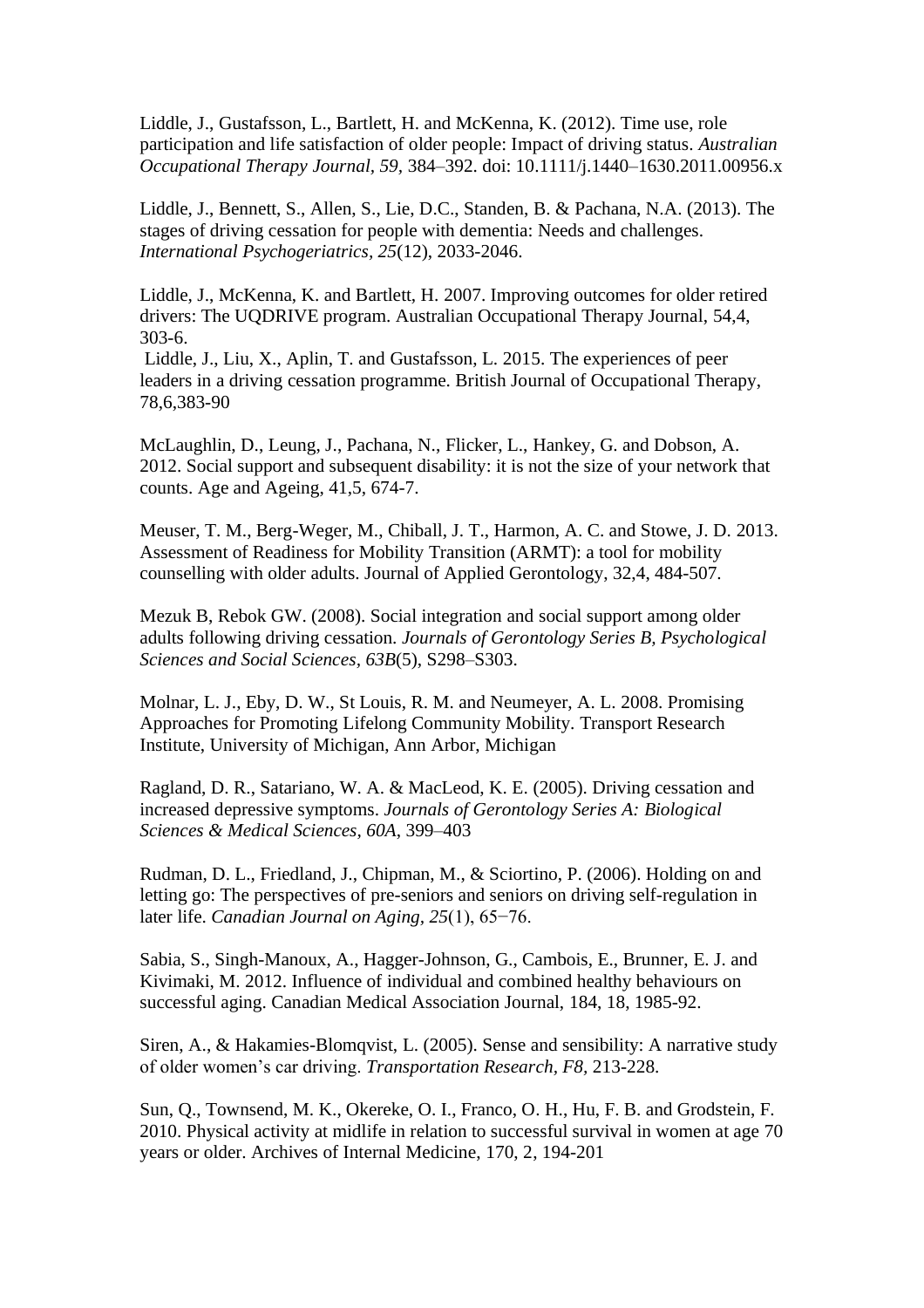Liddle, J., Gustafsson, L., Bartlett, H. and McKenna, K. (2012). Time use, role participation and life satisfaction of older people: Impact of driving status. *Australian Occupational Therapy Journal, 59*, 384–392. doi: 10.1111/j.1440–1630.2011.00956.x

Liddle, J., Bennett, S., Allen, S., Lie, D.C., Standen, B. & Pachana, N.A. (2013). The stages of driving cessation for people with dementia: Needs and challenges. *International Psychogeriatrics, 25*(12), 2033-2046.

Liddle, J., McKenna, K. and Bartlett, H. 2007. Improving outcomes for older retired drivers: The UQDRIVE program. Australian Occupational Therapy Journal, 54,4, 303-6.
Liddle, J., Liu, X., Aplin, T. and Gustafsson, L. 2015. The experiences of peer leaders in a driving cessation programme. British Journal of Occupational Therapy, 78,6,383-90

McLaughlin, D., Leung, J., Pachana, N., Flicker, L., Hankey, G. and Dobson, A. 2012. Social support and subsequent disability: it is not the size of your network that counts. Age and Ageing, 41,5, 674-7.

Meuser, T. M., Berg-Weger, M., Chiball, J. T., Harmon, A. C. and Stowe, J. D. 2013. Assessment of Readiness for Mobility Transition (ARMT): a tool for mobility counselling with older adults. Journal of Applied Gerontology, 32,4, 484-507.

Mezuk B, Rebok GW. (2008). Social integration and social support among older adults following driving cessation. *Journals of Gerontology Series B, Psychological Sciences and Social Sciences, 63B*(5), S298–S303.

Molnar, L. J., Eby, D. W., St Louis, R. M. and Neumeyer, A. L. 2008. Promising Approaches for Promoting Lifelong Community Mobility. Transport Research Institute, University of Michigan, Ann Arbor, Michigan

Ragland, D. R., Satariano, W. A. & MacLeod, K. E. (2005). Driving cessation and increased depressive symptoms. *Journals of Gerontology Series A: Biological Sciences & Medical Sciences, 60A*, 399–403

Rudman, D. L., Friedland, J., Chipman, M., & Sciortino, P. (2006). Holding on and letting go: The perspectives of pre-seniors and seniors on driving self-regulation in later life. *Canadian Journal on Aging, 25*(1), 65−76.

Sabia, S., Singh-Manoux, A., Hagger-Johnson, G., Cambois, E., Brunner, E. J. and Kivimaki, M. 2012. Influence of individual and combined healthy behaviours on successful aging. Canadian Medical Association Journal, 184, 18, 1985-92.

Siren, A., & Hakamies-Blomqvist, L. (2005). Sense and sensibility: A narrative study of older women's car driving. *Transportation Research, F8*, 213-228.

Sun, Q., Townsend, M. K., Okereke, O. I., Franco, O. H., Hu, F. B. and Grodstein, F. 2010. Physical activity at midlife in relation to successful survival in women at age 70 years or older. Archives of Internal Medicine, 170, 2, 194-201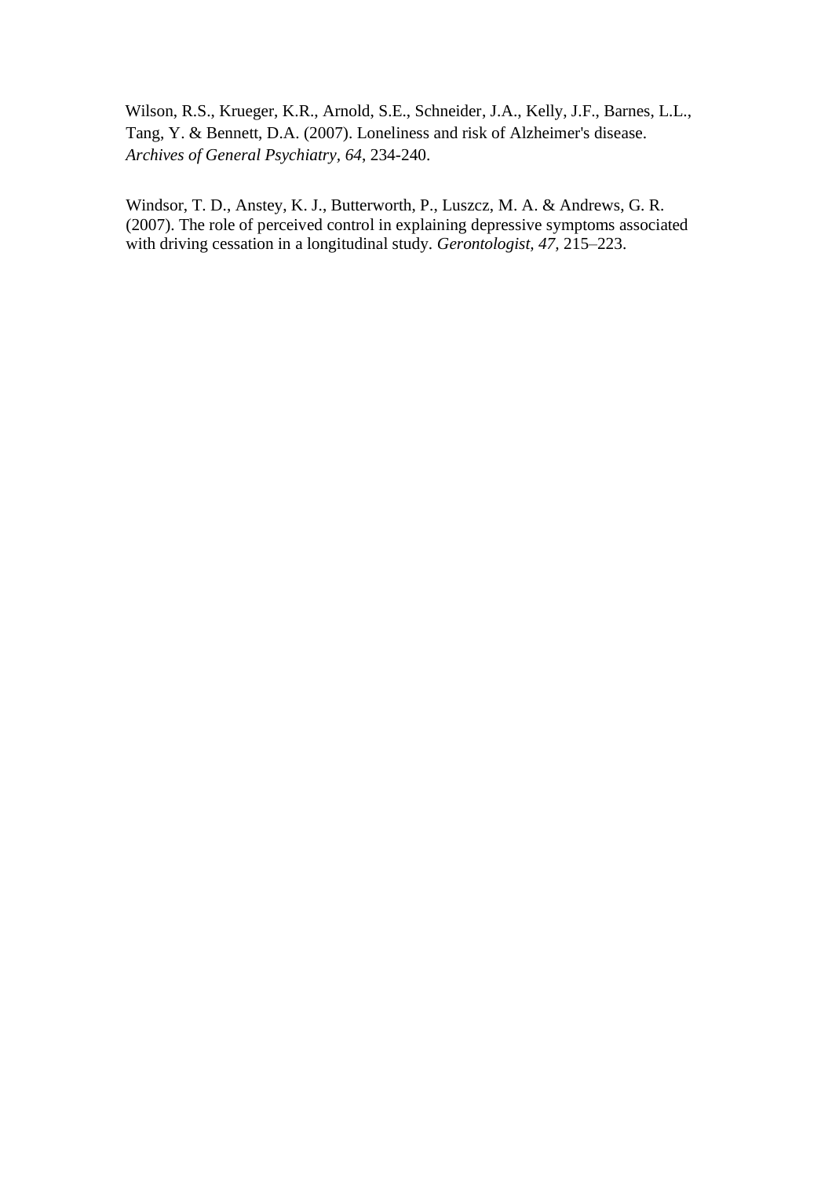Wilson, R.S., Krueger, K.R., Arnold, S.E., Schneider, J.A., Kelly, J.F., Barnes, L.L., Tang, Y. & Bennett, D.A. (2007). Loneliness and risk of Alzheimer's disease. *Archives of General Psychiatry, 64*, 234-240.

Windsor, T. D., Anstey, K. J., Butterworth, P., Luszcz, M. A. & Andrews, G. R. (2007). The role of perceived control in explaining depressive symptoms associated with driving cessation in a longitudinal study. *Gerontologist, 47,* 215–223.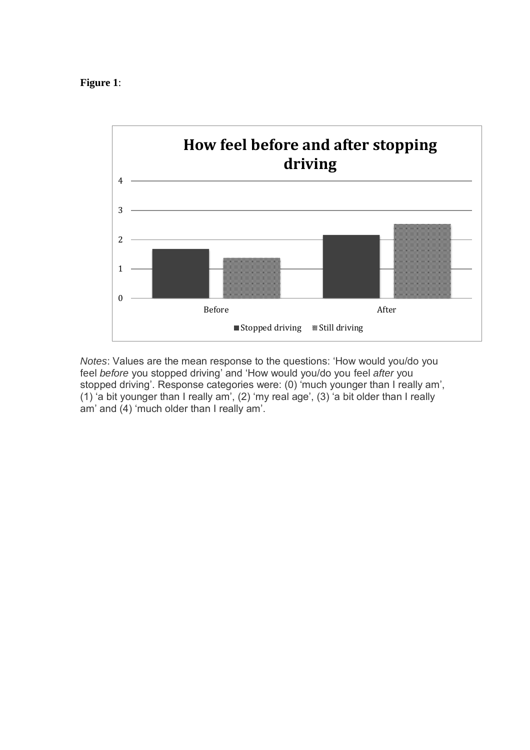**Figure 1**:

**How feel before and after stopping driving**

*Notes*: Values are the mean response to the questions: 'How would you/do you feel *before* you stopped driving' and 'How would you/do you feel *after* you stopped driving'. Response categories were: (0) 'much younger than I really am', (1) 'a bit younger than I really am', (2) 'my real age', (3) 'a bit older than I really am' and (4) 'much older than I really am'.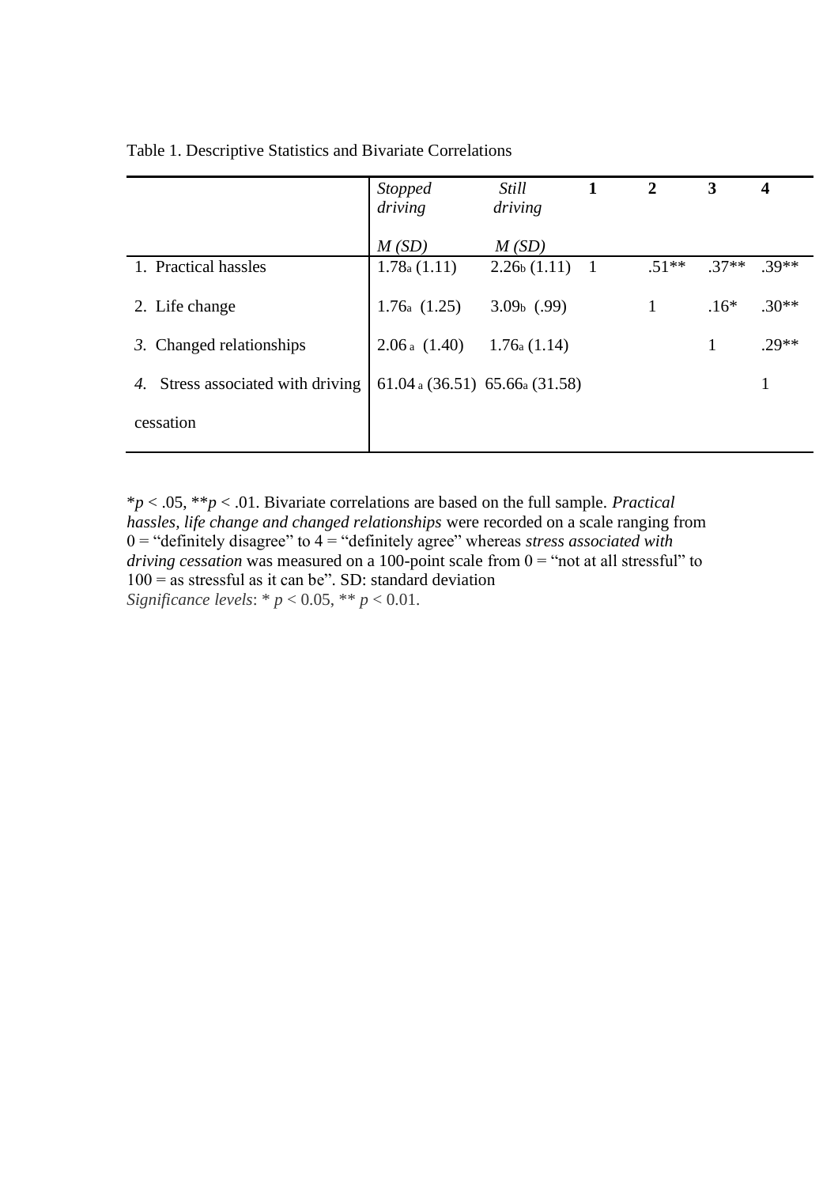Table 1. Descriptive Statistics and Bivariate Correlations

| | *Stopped driving* | *Still driving* | **1** | **2** | **3** | **4** |
|---|---|---|---|---|---|---|
| | *M (SD)* | *M (SD)* | | | | |
| 1. Practical hassles | $1.78_a$ (1.11) | $2.26_b$ (1.11) | 1 | .51** | .37** | .39** |
| 2. Life change | $1.76_a$ (1.25) | $3.09_b$ (.99) | | 1 | .16* | .30** |
| *3.* Changed relationships | $2.06_a$ (1.40) | $1.76_a$ (1.14) | | | 1 | .29** |
| *4.* Stress associated with driving cessation | $61.04_a$ (36.51) | $65.66_a$ (31.58) | | | | 1 |

*$p < .05$, **$p < .01$. Bivariate correlations are based on the full sample. *Practical hassles*, *life change and changed relationships* were recorded on a scale ranging from 0 = "definitely disagree" to 4 = "definitely agree" whereas *stress associated with driving cessation* was measured on a 100-point scale from 0 = "not at all stressful" to 100 = as stressful as it can be". SD: standard deviation
*Significance levels*: * $p < 0.05$, ** $p < 0.01$.